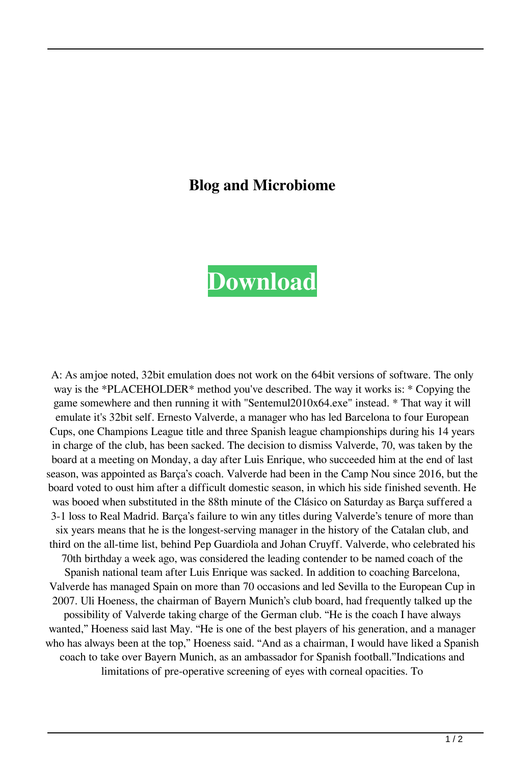# Blog and Microbiome

**Download**

A: As amjoe noted, 32bit emulation does not work on the 64bit versions of software. The only way is the *PLACEHOLDER* method you've described. The way it works is: * Copying the game somewhere and then running it with "Sentemul2010x64.exe" instead. * That way it will emulate it's 32bit self. Ernesto Valverde, a manager who has led Barcelona to four European Cups, one Champions League title and three Spanish league championships during his 14 years in charge of the club, has been sacked. The decision to dismiss Valverde, 70, was taken by the board at a meeting on Monday, a day after Luis Enrique, who succeeded him at the end of last season, was appointed as Barça's coach. Valverde had been in the Camp Nou since 2016, but the board voted to oust him after a difficult domestic season, in which his side finished seventh. He was booed when substituted in the 88th minute of the Clásico on Saturday as Barça suffered a 3-1 loss to Real Madrid. Barça's failure to win any titles during Valverde's tenure of more than six years means that he is the longest-serving manager in the history of the Catalan club, and third on the all-time list, behind Pep Guardiola and Johan Cruyff. Valverde, who celebrated his 70th birthday a week ago, was considered the leading contender to be named coach of the Spanish national team after Luis Enrique was sacked. In addition to coaching Barcelona, Valverde has managed Spain on more than 70 occasions and led Sevilla to the European Cup in 2007. Uli Hoeness, the chairman of Bayern Munich's club board, had frequently talked up the possibility of Valverde taking charge of the German club. "He is the coach I have always wanted," Hoeness said last May. "He is one of the best players of his generation, and a manager who has always been at the top," Hoeness said. "And as a chairman, I would have liked a Spanish coach to take over Bayern Munich, as an ambassador for Spanish football."Indications and limitations of pre-operative screening of eyes with corneal opacities. To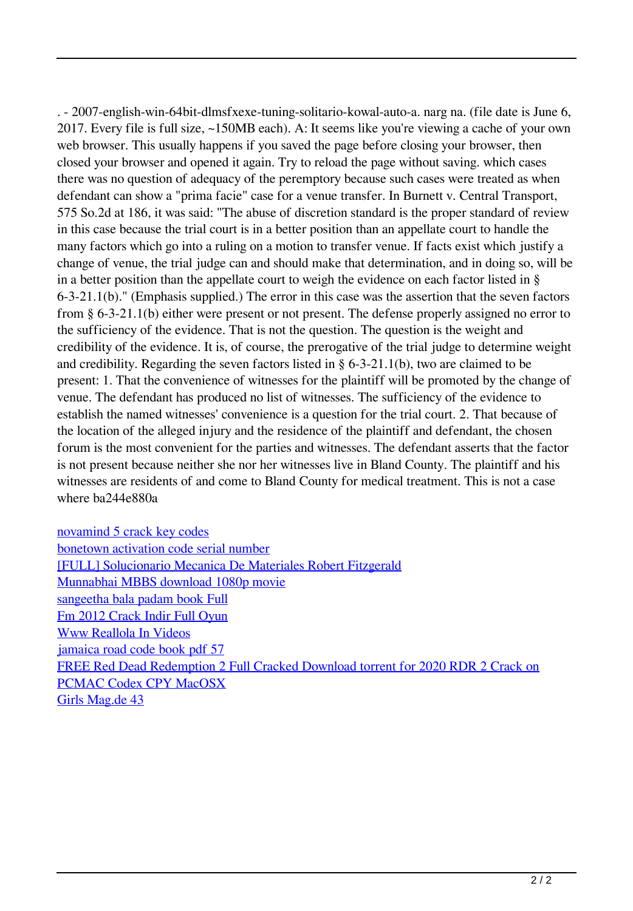. - 2007-english-win-64bit-dlmsfxexe-tuning-solitario-kowal-auto-a. narg na. (file date is June 6, 2017. Every file is full size, ~150MB each). A: It seems like you're viewing a cache of your own web browser. This usually happens if you saved the page before closing your browser, then closed your browser and opened it again. Try to reload the page without saving. which cases there was no question of adequacy of the peremptory because such cases were treated as when defendant can show a "prima facie" case for a venue transfer. In Burnett v. Central Transport, 575 So.2d at 186, it was said: "The abuse of discretion standard is the proper standard of review in this case because the trial court is in a better position than an appellate court to handle the many factors which go into a ruling on a motion to transfer venue. If facts exist which justify a change of venue, the trial judge can and should make that determination, and in doing so, will be in a better position than the appellate court to weigh the evidence on each factor listed in § 6-3-21.1(b)." (Emphasis supplied.) The error in this case was the assertion that the seven factors from § 6-3-21.1(b) either were present or not present. The defense properly assigned no error to the sufficiency of the evidence. That is not the question. The question is the weight and credibility of the evidence. It is, of course, the prerogative of the trial judge to determine weight and credibility. Regarding the seven factors listed in § 6-3-21.1(b), two are claimed to be present: 1. That the convenience of witnesses for the plaintiff will be promoted by the change of venue. The defendant has produced no list of witnesses. The sufficiency of the evidence to establish the named witnesses' convenience is a question for the trial court. 2. That because of the location of the alleged injury and the residence of the plaintiff and defendant, the chosen forum is the most convenient for the parties and witnesses. The defendant asserts that the factor is not present because neither she nor her witnesses live in Bland County. The plaintiff and his witnesses are residents of and come to Bland County for medical treatment. This is not a case where ba244e880a

novamind 5 crack key codes
bonetown activation code serial number
[FULL] Solucionario Mecanica De Materiales Robert Fitzgerald
Munnabhai MBBS download 1080p movie
sangeetha bala padam book Full
Fm 2012 Crack Indir Full Oyun
Www Reallola In Videos
jamaica road code book pdf 57
FREE Red Dead Redemption 2 Full Cracked Download torrent for 2020 RDR 2 Crack on PCMAC Codex CPY MacOSX
Girls Mag.de 43